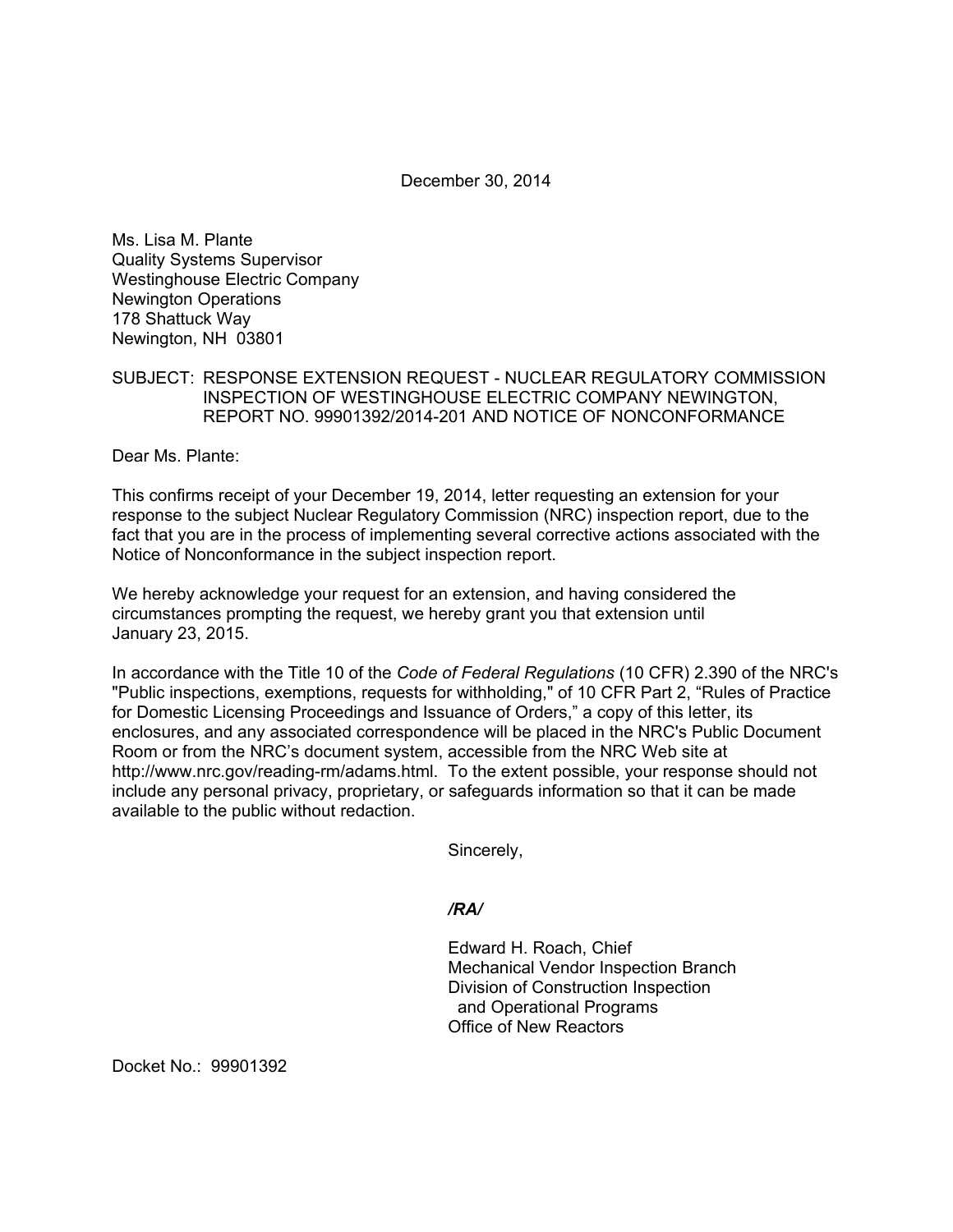December 30, 2014

Ms. Lisa M. Plante
Quality Systems Supervisor
Westinghouse Electric Company
Newington Operations
178 Shattuck Way
Newington, NH 03801

SUBJECT: RESPONSE EXTENSION REQUEST - NUCLEAR REGULATORY COMMISSION INSPECTION OF WESTINGHOUSE ELECTRIC COMPANY NEWINGTON, REPORT NO. 99901392/2014-201 AND NOTICE OF NONCONFORMANCE

Dear Ms. Plante:

This confirms receipt of your December 19, 2014, letter requesting an extension for your response to the subject Nuclear Regulatory Commission (NRC) inspection report, due to the fact that you are in the process of implementing several corrective actions associated with the Notice of Nonconformance in the subject inspection report.

We hereby acknowledge your request for an extension, and having considered the circumstances prompting the request, we hereby grant you that extension until January 23, 2015.

In accordance with the Title 10 of the *Code of Federal Regulations* (10 CFR) 2.390 of the NRC's "Public inspections, exemptions, requests for withholding," of 10 CFR Part 2, “Rules of Practice for Domestic Licensing Proceedings and Issuance of Orders,” a copy of this letter, its enclosures, and any associated correspondence will be placed in the NRC's Public Document Room or from the NRC’s document system, accessible from the NRC Web site at http://www.nrc.gov/reading-rm/adams.html. To the extent possible, your response should not include any personal privacy, proprietary, or safeguards information so that it can be made available to the public without redaction.

Sincerely,

***/RA/***

Edward H. Roach, Chief
Mechanical Vendor Inspection Branch
Division of Construction Inspection
and Operational Programs
Office of New Reactors

Docket No.: 99901392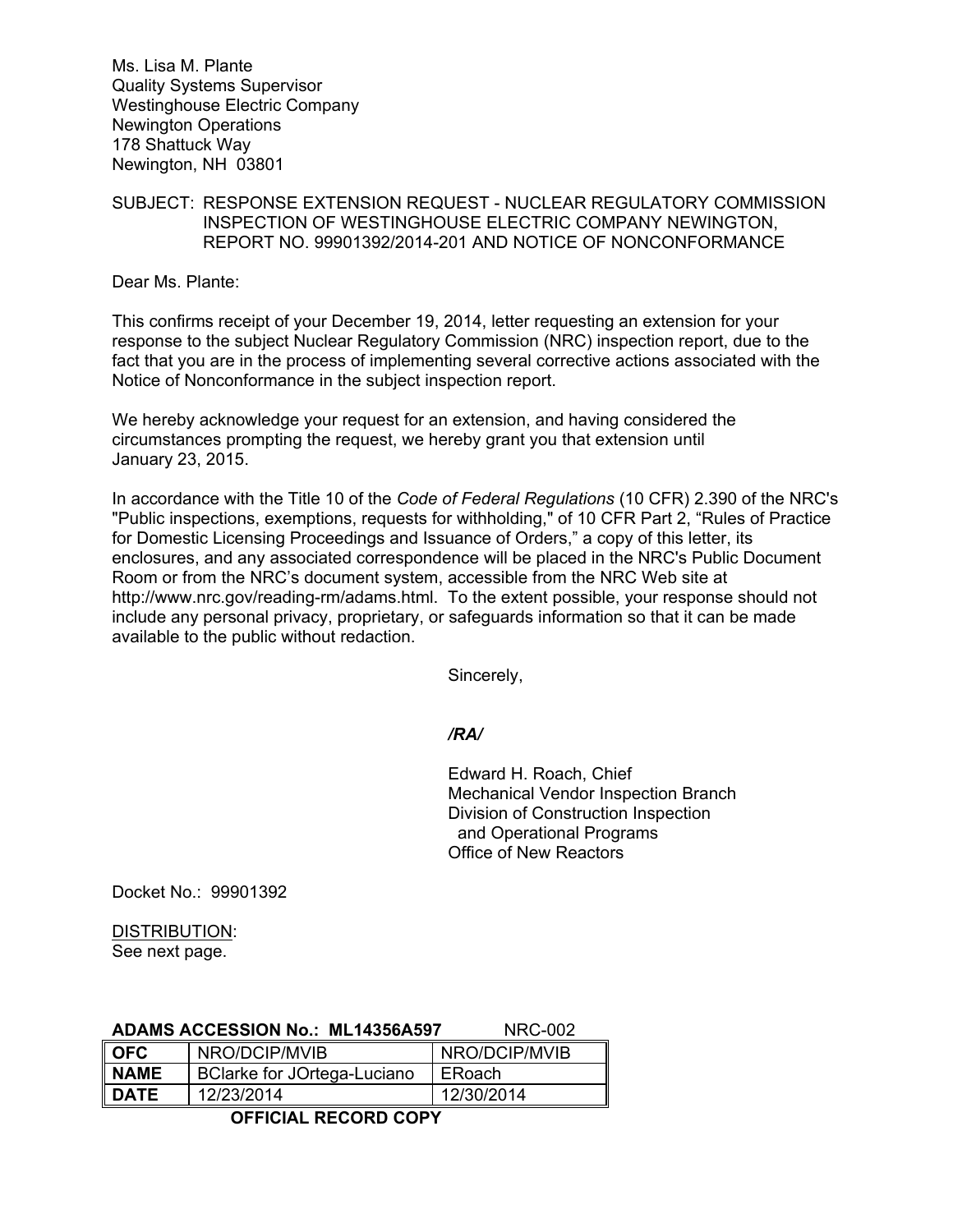Ms. Lisa M. Plante
Quality Systems Supervisor
Westinghouse Electric Company
Newington Operations
178 Shattuck Way
Newington, NH 03801

SUBJECT: RESPONSE EXTENSION REQUEST - NUCLEAR REGULATORY COMMISSION INSPECTION OF WESTINGHOUSE ELECTRIC COMPANY NEWINGTON, REPORT NO. 99901392/2014-201 AND NOTICE OF NONCONFORMANCE

Dear Ms. Plante:

This confirms receipt of your December 19, 2014, letter requesting an extension for your response to the subject Nuclear Regulatory Commission (NRC) inspection report, due to the fact that you are in the process of implementing several corrective actions associated with the Notice of Nonconformance in the subject inspection report.

We hereby acknowledge your request for an extension, and having considered the circumstances prompting the request, we hereby grant you that extension until January 23, 2015.

In accordance with the Title 10 of the *Code of Federal Regulations* (10 CFR) 2.390 of the NRC's "Public inspections, exemptions, requests for withholding," of 10 CFR Part 2, "Rules of Practice for Domestic Licensing Proceedings and Issuance of Orders," a copy of this letter, its enclosures, and any associated correspondence will be placed in the NRC's Public Document Room or from the NRC's document system, accessible from the NRC Web site at http://www.nrc.gov/reading-rm/adams.html. To the extent possible, your response should not include any personal privacy, proprietary, or safeguards information so that it can be made available to the public without redaction.

Sincerely,

***/RA/***

Edward H. Roach, Chief
Mechanical Vendor Inspection Branch
Division of Construction Inspection
and Operational Programs
Office of New Reactors

Docket No.: 99901392

DISTRIBUTION:
See next page.

**ADAMS ACCESSION No.: ML14356A597** NRC-002

| **OFC** | NRO/DCIP/MVIB | NRO/DCIP/MVIB |
|---|---|---|
| **NAME** | BClarke for JOrtega-Luciano | ERoach |
| **DATE** | 12/23/2014 | 12/30/2014 |

**OFFICIAL RECORD COPY**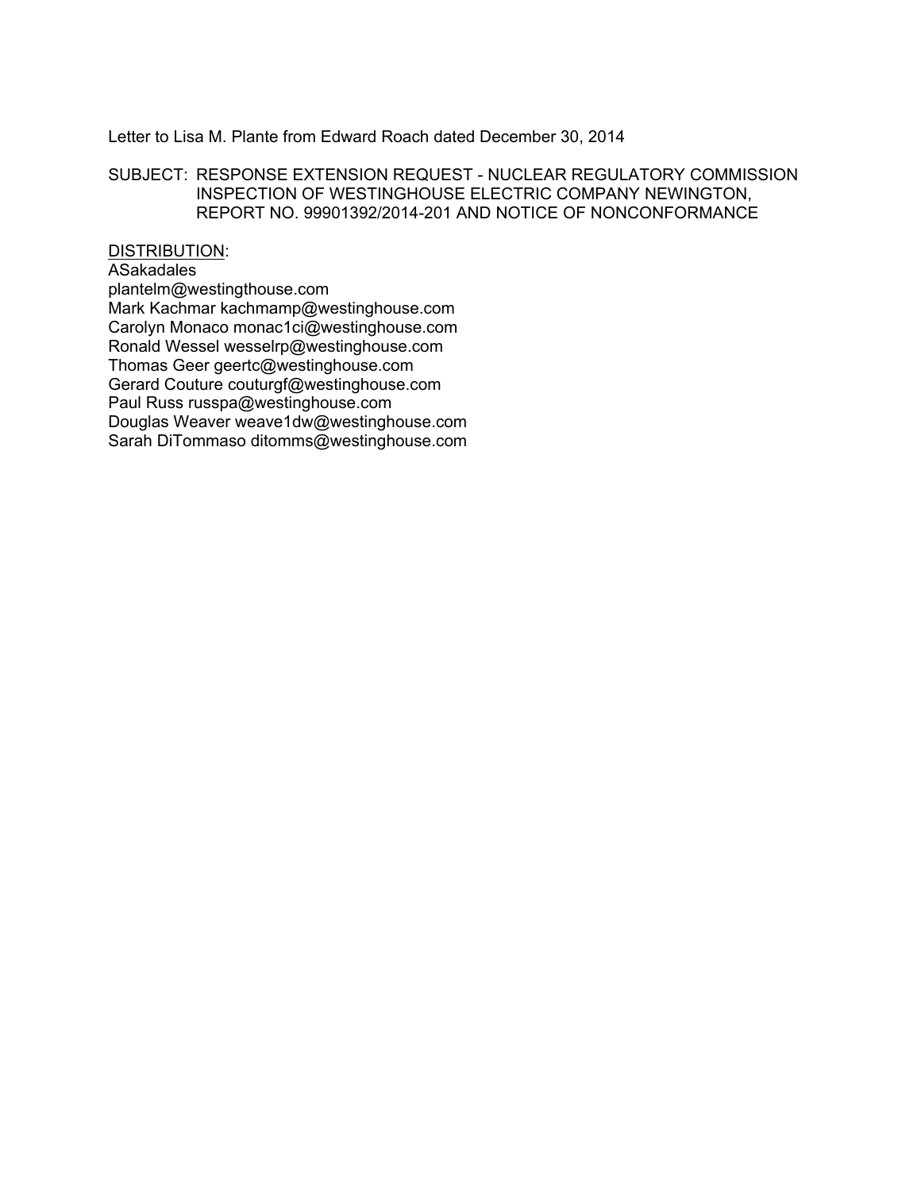Letter to Lisa M. Plante from Edward Roach dated December 30, 2014

SUBJECT: RESPONSE EXTENSION REQUEST - NUCLEAR REGULATORY COMMISSION INSPECTION OF WESTINGHOUSE ELECTRIC COMPANY NEWINGTON, REPORT NO. 99901392/2014-201 AND NOTICE OF NONCONFORMANCE

<u>DISTRIBUTION</u>:
ASakadales
plantelm@westingthouse.com
Mark Kachmar kachmamp@westinghouse.com
Carolyn Monaco monac1ci@westinghouse.com
Ronald Wessel wesselrp@westinghouse.com
Thomas Geer geertc@westinghouse.com
Gerard Couture couturgf@westinghouse.com
Paul Russ russpa@westinghouse.com
Douglas Weaver weave1dw@westinghouse.com
Sarah DiTommaso ditomms@westinghouse.com